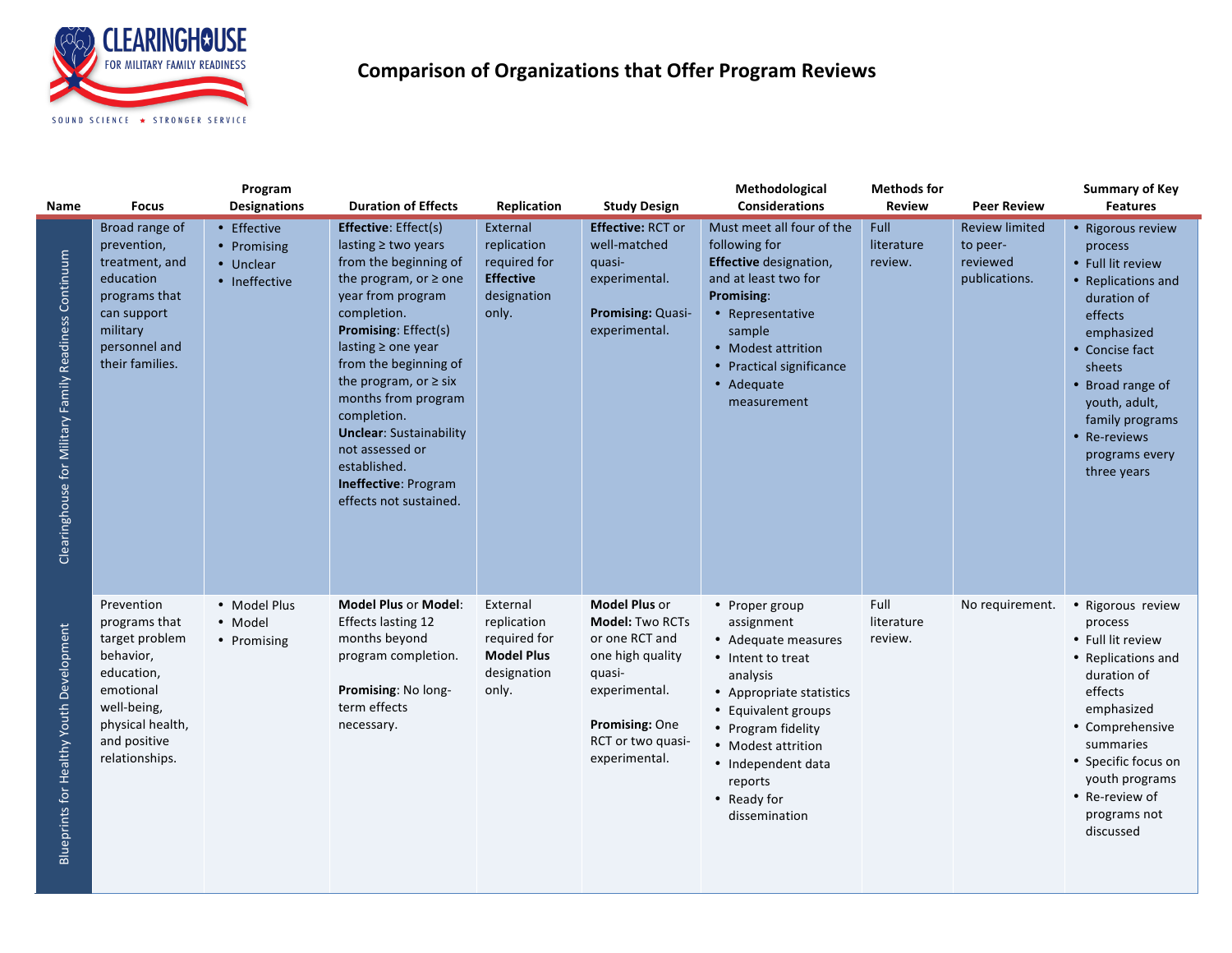# Comparison of Organizations that Offer Program Reviews

| Name | Focus | Program Designations | Duration of Effects | Replication | Study Design | Methodological Considerations | Methods for Review | Peer Review | Summary of Key Features |
|---|---|---|---|---|---|---|---|---|---|
| Clearinghouse for Military Family Readiness Continuum | Broad range of prevention, treatment, and education programs that can support military personnel and their families. | • Effective<br>• Promising<br>• Unclear<br>• Ineffective | **Effective**: Effect(s) lasting ≥ two years from the beginning of the program, or ≥ one year from program completion.<br>**Promising**: Effect(s) lasting ≥ one year from the beginning of the program, or ≥ six months from program completion.<br>**Unclear**: Sustainability not assessed or established.<br>**Ineffective**: Program effects not sustained. | External replication required for **Effective** designation only. | **Effective:** RCT or well-matched quasi-experimental.<br><br>**Promising:** Quasi-experimental. | Must meet all four of the following for **Effective** designation, and at least two for **Promising**:<br>• Representative sample<br>• Modest attrition<br>• Practical significance<br>• Adequate measurement | Full literature review. | Review limited to peer-reviewed publications. | • Rigorous review process<br>• Full lit review<br>• Replications and duration of effects emphasized<br>• Concise fact sheets<br>• Broad range of youth, adult, family programs<br>• Re-reviews programs every three years |
| Blueprints for Healthy Youth Development | Prevention programs that target problem behavior, education, emotional well-being, physical health, and positive relationships. | • Model Plus<br>• Model<br>• Promising | **Model Plus** or **Model**: Effects lasting 12 months beyond program completion.<br><br>**Promising**: No long-term effects necessary. | External replication required for **Model Plus** designation only. | **Model Plus** or **Model:** Two RCTs or one RCT and one high quality quasi-experimental.<br><br>**Promising:** One RCT or two quasi-experimental. | • Proper group assignment<br>• Adequate measures<br>• Intent to treat analysis<br>• Appropriate statistics<br>• Equivalent groups<br>• Program fidelity<br>• Modest attrition<br>• Independent data reports<br>• Ready for dissemination | Full literature review. | No requirement. | • Rigorous review process<br>• Full lit review<br>• Replications and duration of effects emphasized<br>• Comprehensive summaries<br>• Specific focus on youth programs<br>• Re-review of programs not discussed |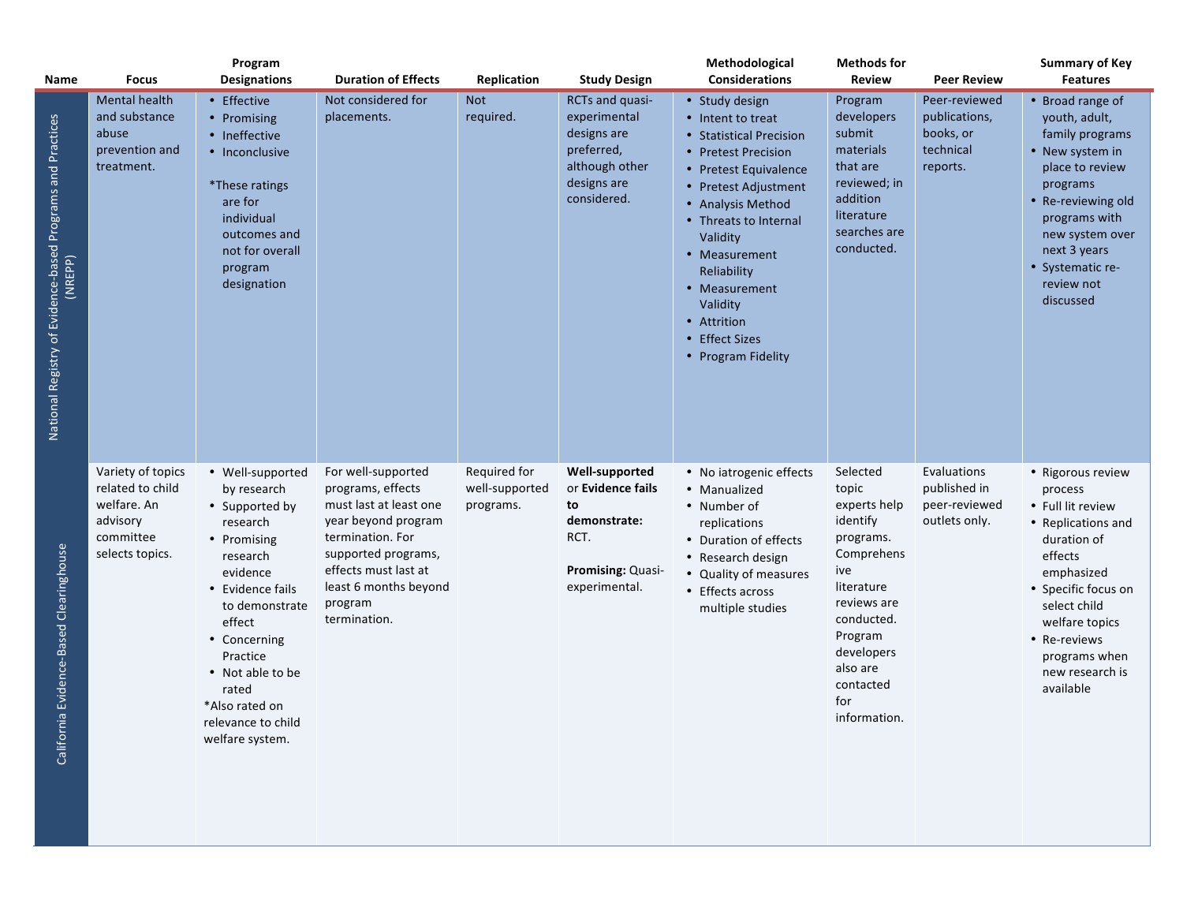| Name | Focus | Program Designations | Duration of Effects | Replication | Study Design | Methodological Considerations | Methods for Review | Peer Review | Summary of Key Features |
|---|---|---|---|---|---|---|---|---|---|
| National Registry of Evidence-based Programs and Practices (NREPP) | Mental health and substance abuse prevention and treatment. | • Effective<br>• Promising<br>• Ineffective<br>• Inconclusive<br><br>*These ratings are for individual outcomes and not for overall program designation | Not considered for placements. | Not required. | RCTs and quasi-experimental designs are preferred, although other designs are considered. | • Study design<br>• Intent to treat<br>• Statistical Precision<br>• Pretest Precision<br>• Pretest Equivalence<br>• Pretest Adjustment<br>• Analysis Method<br>• Threats to Internal Validity<br>• Measurement Reliability<br>• Measurement Validity<br>• Attrition<br>• Effect Sizes<br>• Program Fidelity | Program developers submit materials that are reviewed; in addition literature searches are conducted. | Peer-reviewed publications, books, or technical reports. | • Broad range of youth, adult, family programs<br>• New system in place to review programs<br>• Re-reviewing old programs with new system over next 3 years<br>• Systematic re-review not discussed |
| California Evidence-Based Clearinghouse | Variety of topics related to child welfare. An advisory committee selects topics. | • Well-supported by research<br>• Supported by research<br>• Promising research evidence<br>• Evidence fails to demonstrate effect<br>• Concerning Practice<br>• Not able to be rated<br>*Also rated on relevance to child welfare system. | For well-supported programs, effects must last at least one year beyond program termination. For supported programs, effects must last at least 6 months beyond program termination. | Required for well-supported programs. | **Well-supported** or **Evidence fails to demonstrate:** RCT.<br><br>**Promising:** Quasi-experimental. | • No iatrogenic effects<br>• Manualized<br>• Number of replications<br>• Duration of effects<br>• Research design<br>• Quality of measures<br>• Effects across multiple studies | Selected topic experts help identify programs. Comprehensive literature reviews are conducted. Program developers also are contacted for information. | Evaluations published in peer-reviewed outlets only. | • Rigorous review process<br>• Full lit review<br>• Replications and duration of effects emphasized<br>• Specific focus on select child welfare topics<br>• Re-reviews programs when new research is available |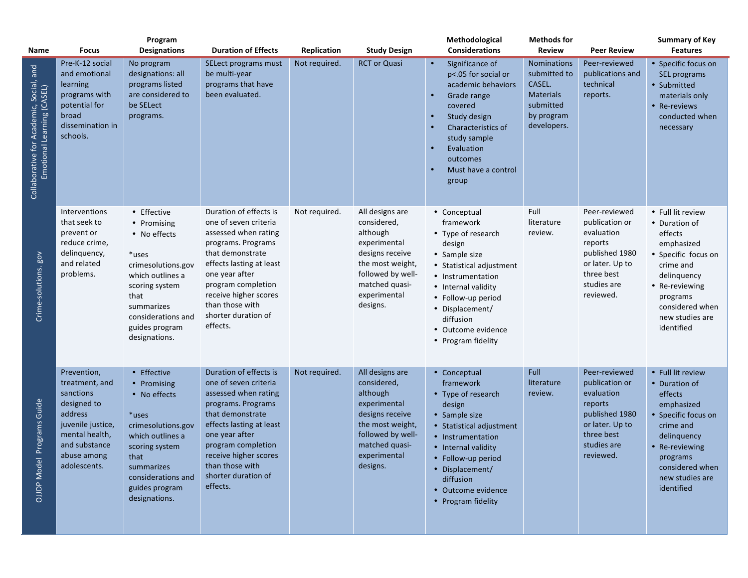| Name | Focus | Program Designations | Duration of Effects | Replication | Study Design | Methodological Considerations | Methods for Review | Peer Review | Summary of Key Features |
|---|---|---|---|---|---|---|---|---|---|
| Collaborative for Academic, Social, and Emotional Learning (CASEL) | Pre-K-12 social and emotional learning programs with potential for broad dissemination in schools. | No program designations: all programs listed are considered to be SELect programs. | SELect programs must be multi-year programs that have been evaluated. | Not required. | RCT or Quasi | • Significance of $p<.05$ for social or academic behaviors<br>• Grade range covered<br>• Study design<br>• Characteristics of study sample<br>• Evaluation outcomes<br>• Must have a control group | Nominations submitted to CASEL. Materials submitted by program developers. | Peer-reviewed publications and technical reports. | • Specific focus on SEL programs<br>• Submitted materials only<br>• Re-reviews conducted when necessary |
| Crime-solutions. gov | Interventions that seek to prevent or reduce crime, delinquency, and related problems. | • Effective<br>• Promising<br>• No effects<br><br>*uses crimesolutions.gov which outlines a scoring system that summarizes considerations and guides program designations. | Duration of effects is one of seven criteria assessed when rating programs. Programs that demonstrate effects lasting at least one year after program completion receive higher scores than those with shorter duration of effects. | Not required. | All designs are considered, although experimental designs receive the most weight, followed by well-matched quasi-experimental designs. | • Conceptual framework<br>• Type of research design<br>• Sample size<br>• Statistical adjustment<br>• Instrumentation<br>• Internal validity<br>• Follow-up period<br>• Displacement/ diffusion<br>• Outcome evidence<br>• Program fidelity | Full literature review. | Peer-reviewed publication or evaluation reports published 1980 or later. Up to three best studies are reviewed. | • Full lit review<br>• Duration of effects emphasized<br>• Specific focus on crime and delinquency<br>• Re-reviewing programs considered when new studies are identified |
| OJJDP Model Programs Guide | Prevention, treatment, and sanctions designed to address juvenile justice, mental health, and substance abuse among adolescents. | • Effective<br>• Promising<br>• No effects<br><br>*uses crimesolutions.gov which outlines a scoring system that summarizes considerations and guides program designations. | Duration of effects is one of seven criteria assessed when rating programs. Programs that demonstrate effects lasting at least one year after program completion receive higher scores than those with shorter duration of effects. | Not required. | All designs are considered, although experimental designs receive the most weight, followed by well-matched quasi-experimental designs. | • Conceptual framework<br>• Type of research design<br>• Sample size<br>• Statistical adjustment<br>• Instrumentation<br>• Internal validity<br>• Follow-up period<br>• Displacement/ diffusion<br>• Outcome evidence<br>• Program fidelity | Full literature review. | Peer-reviewed publication or evaluation reports published 1980 or later. Up to three best studies are reviewed. | • Full lit review<br>• Duration of effects emphasized<br>• Specific focus on crime and delinquency<br>• Re-reviewing programs considered when new studies are identified |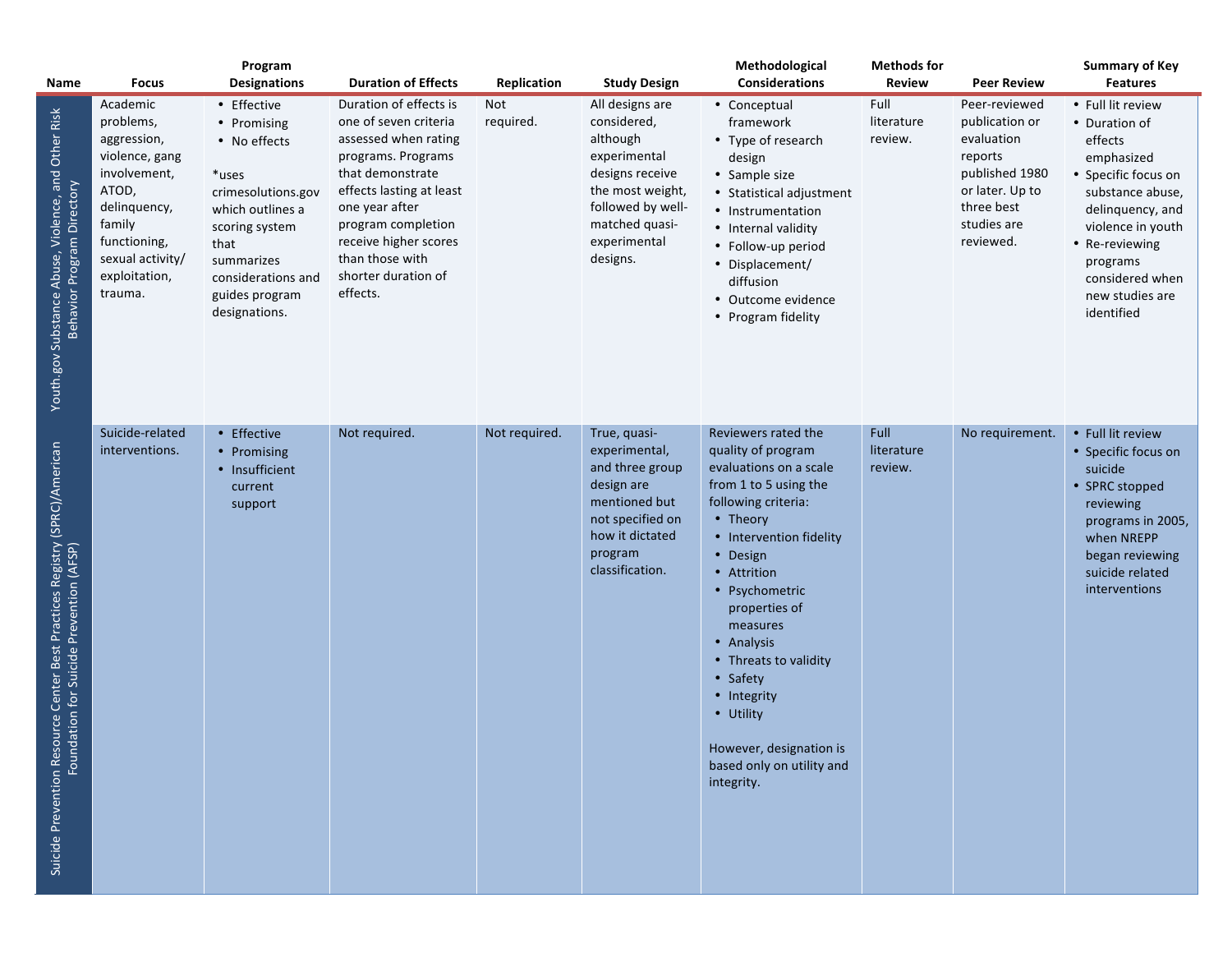| Name | Focus | Program Designations | Duration of Effects | Replication | Study Design | Methodological Considerations | Methods for Review | Peer Review | Summary of Key Features |
|---|---|---|---|---|---|---|---|---|---|
| Youth.gov Substance Abuse, Violence, and Other Risk Behavior Program Directory | Academic problems, aggression, violence, gang involvement, ATOD, delinquency, family functioning, sexual activity/ exploitation, trauma. | • Effective<br>• Promising<br>• No effects<br><br>*uses crimesolutions.gov which outlines a scoring system that summarizes considerations and guides program designations. | Duration of effects is one of seven criteria assessed when rating programs. Programs that demonstrate effects lasting at least one year after program completion receive higher scores than those with shorter duration of effects. | Not required. | All designs are considered, although experimental designs receive the most weight, followed by well-matched quasi-experimental designs. | • Conceptual framework<br>• Type of research design<br>• Sample size<br>• Statistical adjustment<br>• Instrumentation<br>• Internal validity<br>• Follow-up period<br>• Displacement/ diffusion<br>• Outcome evidence<br>• Program fidelity | Full literature review. | Peer-reviewed publication or evaluation reports published 1980 or later. Up to three best studies are reviewed. | • Full lit review<br>• Duration of effects emphasized<br>• Specific focus on substance abuse, delinquency, and violence in youth<br>• Re-reviewing programs considered when new studies are identified |
| Suicide Prevention Resource Center Best Practices Registry (SPRC)/American Foundation for Suicide Prevention (AFSP) | Suicide-related interventions. | • Effective<br>• Promising<br>• Insufficient current support | Not required. | Not required. | True, quasi-experimental, and three group design are mentioned but not specified on how it dictated program classification. | Reviewers rated the quality of program evaluations on a scale from 1 to 5 using the following criteria:<br>• Theory<br>• Intervention fidelity<br>• Design<br>• Attrition<br>• Psychometric properties of measures<br>• Analysis<br>• Threats to validity<br>• Safety<br>• Integrity<br>• Utility<br><br>However, designation is based only on utility and integrity. | Full literature review. | No requirement. | • Full lit review<br>• Specific focus on suicide<br>• SPRC stopped reviewing programs in 2005, when NREPP began reviewing suicide related interventions |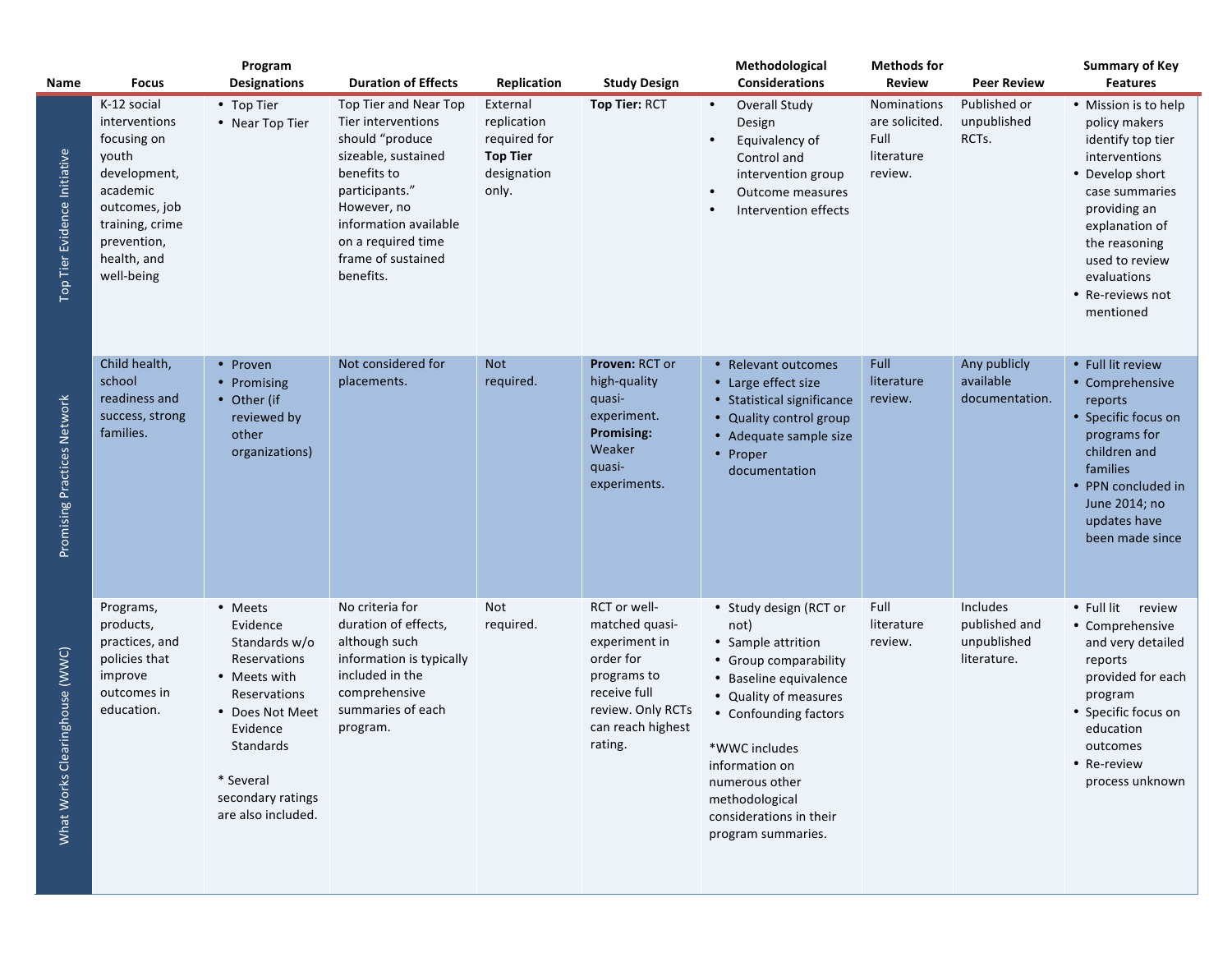| Name | Focus | Program Designations | Duration of Effects | Replication | Study Design | Methodological Considerations | Methods for Review | Peer Review | Summary of Key Features |
|---|---|---|---|---|---|---|---|---|---|
| Top Tier Evidence Initiative | K-12 social interventions focusing on youth development, academic outcomes, job training, crime prevention, health, and well-being | • Top Tier<br>• Near Top Tier | Top Tier and Near Top Tier interventions should "produce sizeable, sustained benefits to participants." However, no information available on a required time frame of sustained benefits. | External replication required for **Top Tier** designation only. | **Top Tier:** RCT | • Overall Study Design<br>• Equivalency of Control and intervention group<br>• Outcome measures<br>• Intervention effects | Nominations are solicited. Full literature review. | Published or unpublished RCTs. | • Mission is to help policy makers identify top tier interventions<br>• Develop short case summaries providing an explanation of the reasoning used to review evaluations<br>• Re-reviews not mentioned |
| Promising Practices Network | Child health, school readiness and success, strong families. | • Proven<br>• Promising<br>• Other (if reviewed by other organizations) | Not considered for placements. | Not required. | **Proven:** RCT or high-quality quasi-experiment.<br>**Promising:** Weaker quasi-experiments. | • Relevant outcomes<br>• Large effect size<br>• Statistical significance<br>• Quality control group<br>• Adequate sample size<br>• Proper documentation | Full literature review. | Any publicly available documentation. | • Full lit review<br>• Comprehensive reports<br>• Specific focus on programs for children and families<br>• PPN concluded in June 2014; no updates have been made since |
| What Works Clearinghouse (WWC) | Programs, products, practices, and policies that improve outcomes in education. | • Meets Evidence Standards w/o Reservations<br>• Meets with Reservations<br>• Does Not Meet Evidence Standards<br><br>* Several secondary ratings are also included. | No criteria for duration of effects, although such information is typically included in the comprehensive summaries of each program. | Not required. | RCT or well-matched quasi-experiment in order for programs to receive full review. Only RCTs can reach highest rating. | • Study design (RCT or not)<br>• Sample attrition<br>• Group comparability<br>• Baseline equivalence<br>• Quality of measures<br>• Confounding factors<br><br>*WWC includes information on numerous other methodological considerations in their program summaries. | Full literature review. | Includes published and unpublished literature. | • Full lit review<br>• Comprehensive and very detailed reports provided for each program<br>• Specific focus on education outcomes<br>• Re-review process unknown |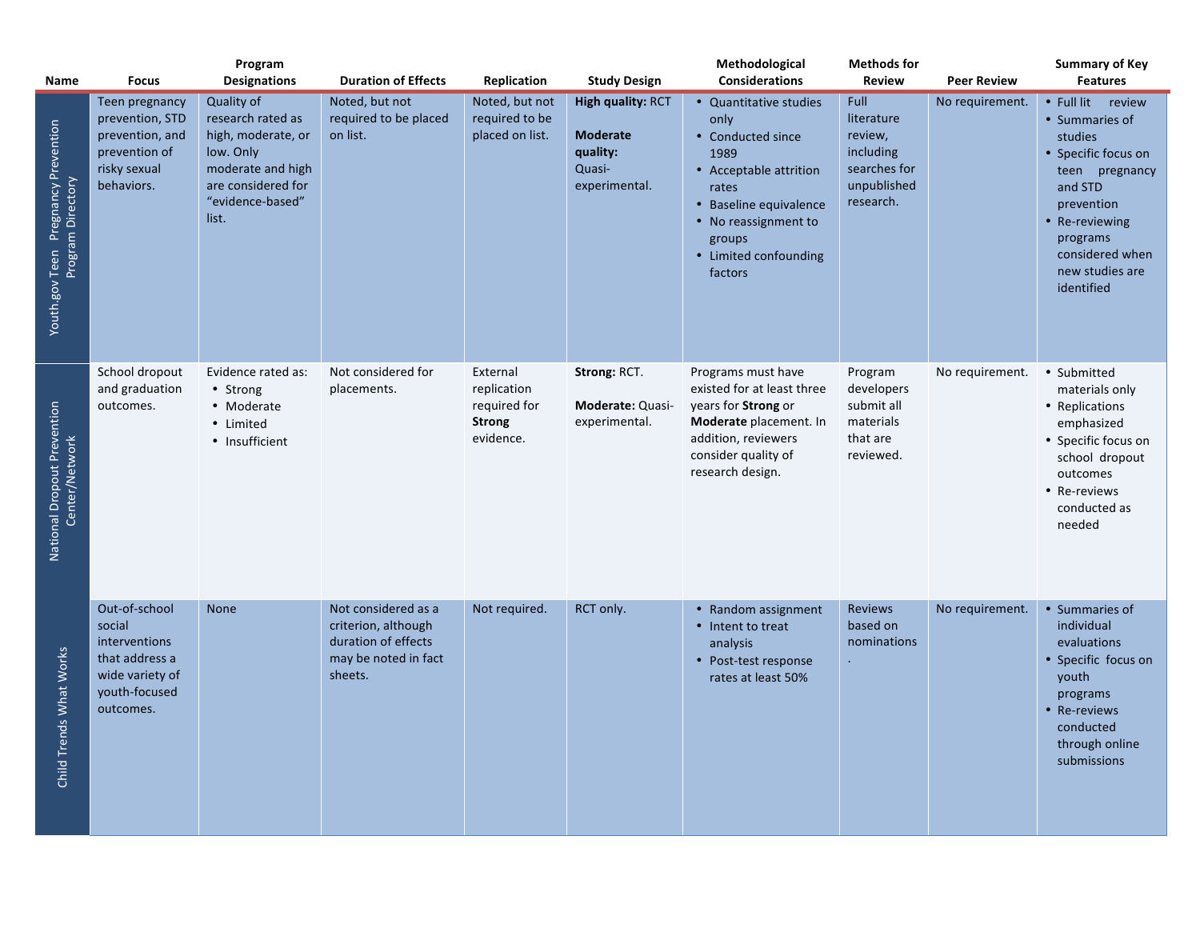| Name | Focus | Program Designations | Duration of Effects | Replication | Study Design | Methodological Considerations | Methods for Review | Peer Review | Summary of Key Features |
|---|---|---|---|---|---|---|---|---|---|
| Youth.gov Teen Pregnancy Prevention Program Directory | Teen pregnancy prevention, STD prevention, and prevention of risky sexual behaviors. | Quality of research rated as high, moderate, or low. Only moderate and high are considered for "evidence-based" list. | Noted, but not required to be placed on list. | Noted, but not required to be placed on list. | **High quality:** RCT<br><br>**Moderate quality:** Quasi-experimental. | • Quantitative studies only<br>• Conducted since 1989<br>• Acceptable attrition rates<br>• Baseline equivalence<br>• No reassignment to groups<br>• Limited confounding factors | Full literature review, including searches for unpublished research. | No requirement. | • Full lit review<br>• Summaries of studies<br>• Specific focus on teen pregnancy and STD prevention<br>• Re-reviewing programs considered when new studies are identified |
| National Dropout Prevention Center/Network | School dropout and graduation outcomes. | Evidence rated as:<br>• Strong<br>• Moderate<br>• Limited<br>• Insufficient | Not considered for placements. | External replication required for **Strong** evidence. | **Strong:** RCT.<br><br>**Moderate:** Quasi-experimental. | Programs must have existed for at least three years for **Strong** or **Moderate** placement. In addition, reviewers consider quality of research design. | Program developers submit all materials that are reviewed. | No requirement. | • Submitted materials only<br>• Replications emphasized<br>• Specific focus on school dropout outcomes<br>• Re-reviews conducted as needed |
| Child Trends What Works | Out-of-school social interventions that address a wide variety of youth-focused outcomes. | None | Not considered as a criterion, although duration of effects may be noted in fact sheets. | Not required. | RCT only. | • Random assignment<br>• Intent to treat analysis<br>• Post-test response rates at least 50% | Reviews based on nominations. | No requirement. | • Summaries of individual evaluations<br>• Specific focus on youth programs<br>• Re-reviews conducted through online submissions |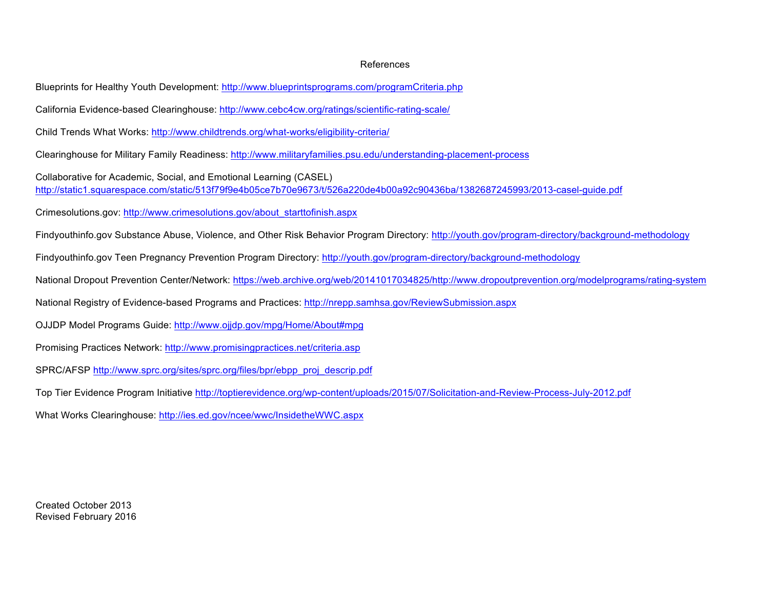# References

Blueprints for Healthy Youth Development: http://www.blueprintsprograms.com/programCriteria.php

California Evidence-based Clearinghouse: http://www.cebc4cw.org/ratings/scientific-rating-scale/

Child Trends What Works: http://www.childtrends.org/what-works/eligibility-criteria/

Clearinghouse for Military Family Readiness: http://www.militaryfamilies.psu.edu/understanding-placement-process

Collaborative for Academic, Social, and Emotional Learning (CASEL)
http://static1.squarespace.com/static/513f79f9e4b05ce7b70e9673/t/526a220de4b00a92c90436ba/1382687245993/2013-casel-guide.pdf

Crimesolutions.gov: http://www.crimesolutions.gov/about_starttofinish.aspx

Findyouthinfo.gov Substance Abuse, Violence, and Other Risk Behavior Program Directory: http://youth.gov/program-directory/background-methodology

Findyouthinfo.gov Teen Pregnancy Prevention Program Directory: http://youth.gov/program-directory/background-methodology

National Dropout Prevention Center/Network: https://web.archive.org/web/20141017034825/http://www.dropoutprevention.org/modelprograms/rating-system

National Registry of Evidence-based Programs and Practices: http://nrepp.samhsa.gov/ReviewSubmission.aspx

OJJDP Model Programs Guide: http://www.ojjdp.gov/mpg/Home/About#mpg

Promising Practices Network: http://www.promisingpractices.net/criteria.asp

SPRC/AFSP http://www.sprc.org/sites/sprc.org/files/bpr/ebpp_proj_descrip.pdf

Top Tier Evidence Program Initiative http://toptierevidence.org/wp-content/uploads/2015/07/Solicitation-and-Review-Process-July-2012.pdf

What Works Clearinghouse: http://ies.ed.gov/ncee/wwc/InsidetheWWC.aspx

Created October 2013
Revised February 2016